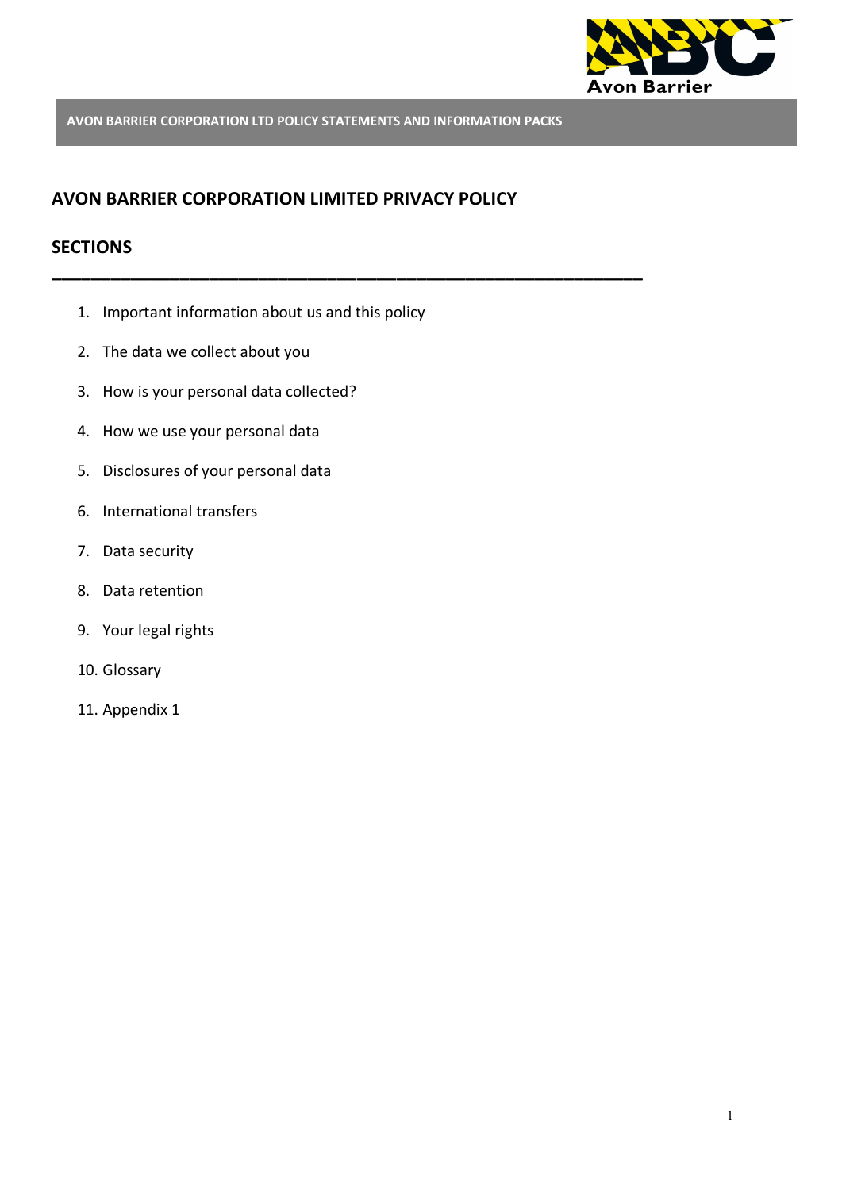AVON BARRIER CORPORATION LTD POLICY STATEMENTS AND INFORMATION PACKS

# AVON BARRIER CORPORATION LIMITED PRIVACY POLICY

## SECTIONS

---

1. Important information about us and this policy
2. The data we collect about you
3. How is your personal data collected?
4. How we use your personal data
5. Disclosures of your personal data
6. International transfers
7. Data security
8. Data retention
9. Your legal rights
10. Glossary
11. Appendix 1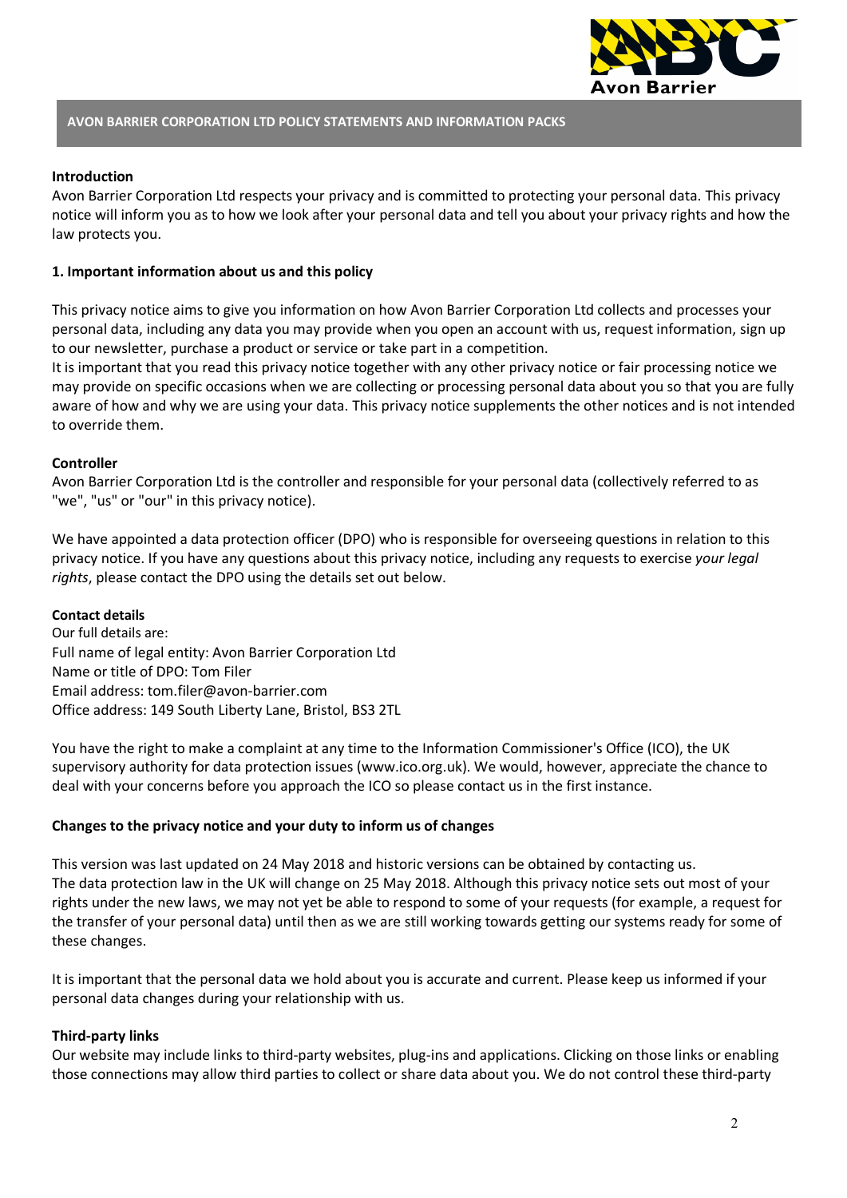**AVON BARRIER CORPORATION LTD POLICY STATEMENTS AND INFORMATION PACKS**

**Introduction**

Avon Barrier Corporation Ltd respects your privacy and is committed to protecting your personal data. This privacy notice will inform you as to how we look after your personal data and tell you about your privacy rights and how the law protects you.

**1. Important information about us and this policy**

This privacy notice aims to give you information on how Avon Barrier Corporation Ltd collects and processes your personal data, including any data you may provide when you open an account with us, request information, sign up to our newsletter, purchase a product or service or take part in a competition.

It is important that you read this privacy notice together with any other privacy notice or fair processing notice we may provide on specific occasions when we are collecting or processing personal data about you so that you are fully aware of how and why we are using your data. This privacy notice supplements the other notices and is not intended to override them.

**Controller**

Avon Barrier Corporation Ltd is the controller and responsible for your personal data (collectively referred to as "we", "us" or "our" in this privacy notice).

We have appointed a data protection officer (DPO) who is responsible for overseeing questions in relation to this privacy notice. If you have any questions about this privacy notice, including any requests to exercise *your legal rights*, please contact the DPO using the details set out below.

**Contact details**

Our full details are:
Full name of legal entity: Avon Barrier Corporation Ltd
Name or title of DPO: Tom Filer
Email address: tom.filer@avon-barrier.com
Office address: 149 South Liberty Lane, Bristol, BS3 2TL

You have the right to make a complaint at any time to the Information Commissioner's Office (ICO), the UK supervisory authority for data protection issues (www.ico.org.uk). We would, however, appreciate the chance to deal with your concerns before you approach the ICO so please contact us in the first instance.

**Changes to the privacy notice and your duty to inform us of changes**

This version was last updated on 24 May 2018 and historic versions can be obtained by contacting us.
The data protection law in the UK will change on 25 May 2018. Although this privacy notice sets out most of your rights under the new laws, we may not yet be able to respond to some of your requests (for example, a request for the transfer of your personal data) until then as we are still working towards getting our systems ready for some of these changes.

It is important that the personal data we hold about you is accurate and current. Please keep us informed if your personal data changes during your relationship with us.

**Third-party links**

Our website may include links to third-party websites, plug-ins and applications. Clicking on those links or enabling those connections may allow third parties to collect or share data about you. We do not control these third-party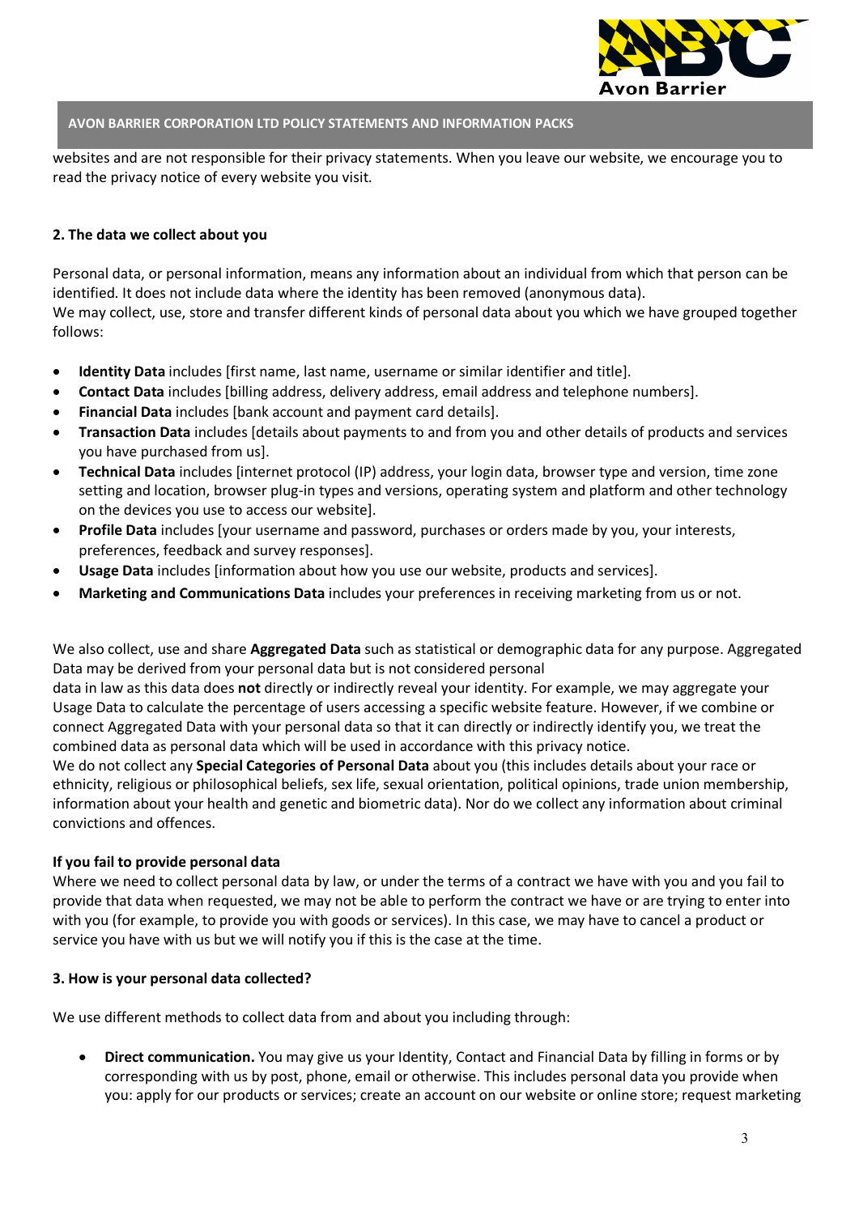websites and are not responsible for their privacy statements. When you leave our website, we encourage you to read the privacy notice of every website you visit.

**2. The data we collect about you**

Personal data, or personal information, means any information about an individual from which that person can be identified. It does not include data where the identity has been removed (anonymous data).
We may collect, use, store and transfer different kinds of personal data about you which we have grouped together follows:

- **Identity Data** includes [first name, last name, username or similar identifier and title].
- **Contact Data** includes [billing address, delivery address, email address and telephone numbers].
- **Financial Data** includes [bank account and payment card details].
- **Transaction Data** includes [details about payments to and from you and other details of products and services you have purchased from us].
- **Technical Data** includes [internet protocol (IP) address, your login data, browser type and version, time zone setting and location, browser plug-in types and versions, operating system and platform and other technology on the devices you use to access our website].
- **Profile Data** includes [your username and password, purchases or orders made by you, your interests, preferences, feedback and survey responses].
- **Usage Data** includes [information about how you use our website, products and services].
- **Marketing and Communications Data** includes your preferences in receiving marketing from us or not.

We also collect, use and share **Aggregated Data** such as statistical or demographic data for any purpose. Aggregated Data may be derived from your personal data but is not considered personal data in law as this data does **not** directly or indirectly reveal your identity. For example, we may aggregate your Usage Data to calculate the percentage of users accessing a specific website feature. However, if we combine or connect Aggregated Data with your personal data so that it can directly or indirectly identify you, we treat the combined data as personal data which will be used in accordance with this privacy notice.
We do not collect any **Special Categories of Personal Data** about you (this includes details about your race or ethnicity, religious or philosophical beliefs, sex life, sexual orientation, political opinions, trade union membership, information about your health and genetic and biometric data). Nor do we collect any information about criminal convictions and offences.

**If you fail to provide personal data**
Where we need to collect personal data by law, or under the terms of a contract we have with you and you fail to provide that data when requested, we may not be able to perform the contract we have or are trying to enter into with you (for example, to provide you with goods or services). In this case, we may have to cancel a product or service you have with us but we will notify you if this is the case at the time.

**3. How is your personal data collected?**

We use different methods to collect data from and about you including through:

- **Direct communication.** You may give us your Identity, Contact and Financial Data by filling in forms or by corresponding with us by post, phone, email or otherwise. This includes personal data you provide when you: apply for our products or services; create an account on our website or online store; request marketing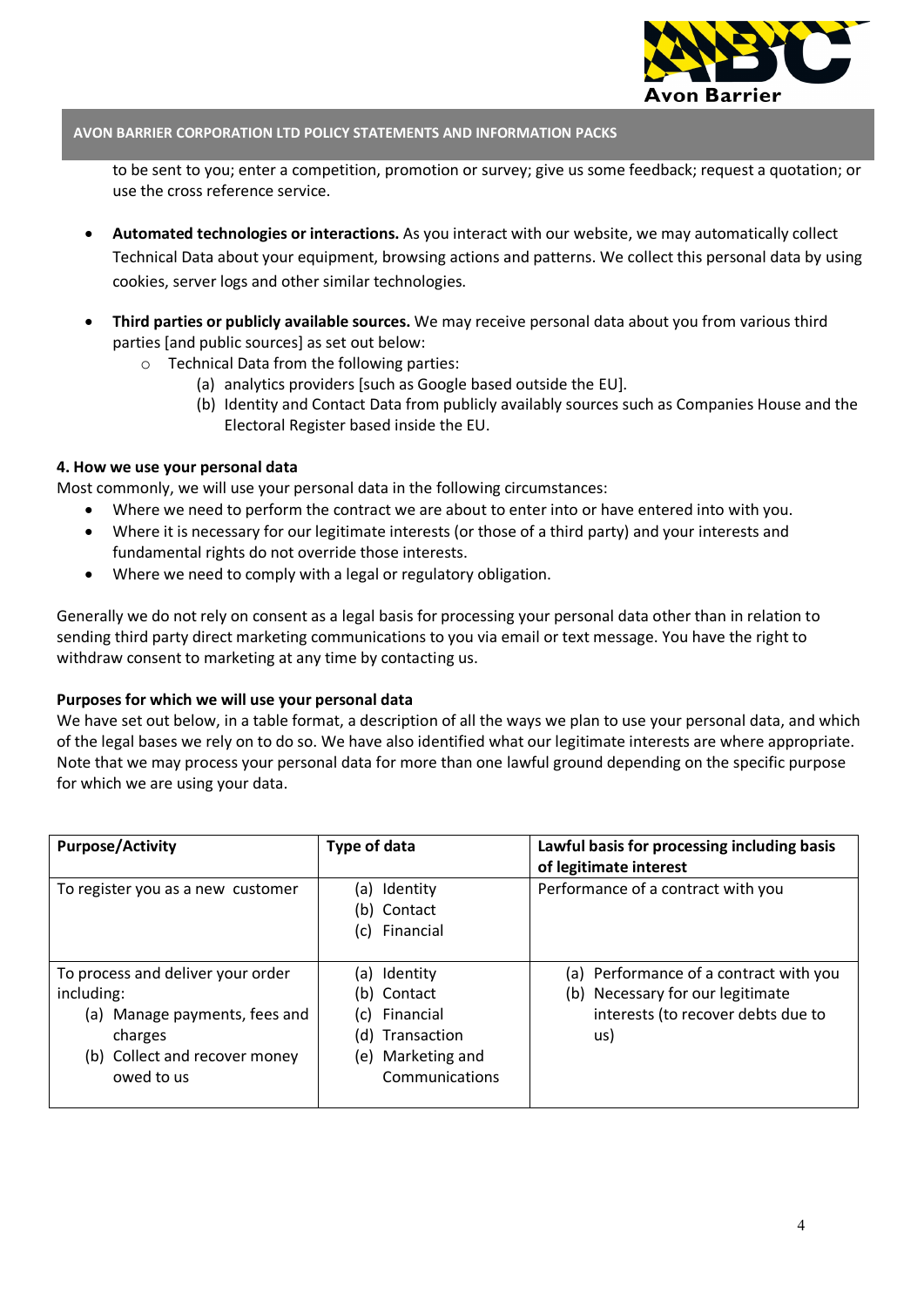to be sent to you; enter a competition, promotion or survey; give us some feedback; request a quotation; or use the cross reference service.

- **Automated technologies or interactions.** As you interact with our website, we may automatically collect Technical Data about your equipment, browsing actions and patterns. We collect this personal data by using cookies, server logs and other similar technologies.

- **Third parties or publicly available sources.** We may receive personal data about you from various third parties [and public sources] as set out below:
  - Technical Data from the following parties:
    - (a) analytics providers [such as Google based outside the EU].
    - (b) Identity and Contact Data from publicly availably sources such as Companies House and the Electoral Register based inside the EU.

**4. How we use your personal data**

Most commonly, we will use your personal data in the following circumstances:

- Where we need to perform the contract we are about to enter into or have entered into with you.
- Where it is necessary for our legitimate interests (or those of a third party) and your interests and fundamental rights do not override those interests.
- Where we need to comply with a legal or regulatory obligation.

Generally we do not rely on consent as a legal basis for processing your personal data other than in relation to sending third party direct marketing communications to you via email or text message. You have the right to withdraw consent to marketing at any time by contacting us.

**Purposes for which we will use your personal data**

We have set out below, in a table format, a description of all the ways we plan to use your personal data, and which of the legal bases we rely on to do so. We have also identified what our legitimate interests are where appropriate. Note that we may process your personal data for more than one lawful ground depending on the specific purpose for which we are using your data.

| Purpose/Activity | Type of data | Lawful basis for processing including basis of legitimate interest |
|---|---|---|
| To register you as a new customer | (a) Identity<br>(b) Contact<br>(c) Financial | Performance of a contract with you |
| To process and deliver your order including:<br>(a) Manage payments, fees and charges<br>(b) Collect and recover money owed to us | (a) Identity<br>(b) Contact<br>(c) Financial<br>(d) Transaction<br>(e) Marketing and Communications | (a) Performance of a contract with you<br>(b) Necessary for our legitimate interests (to recover debts due to us) |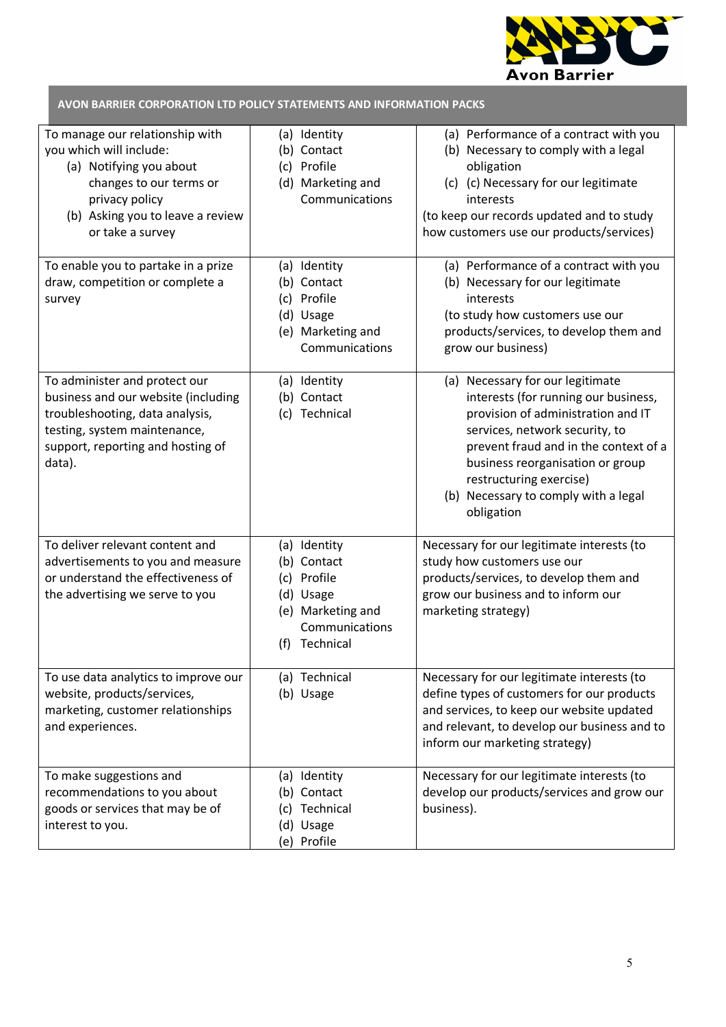**AVON BARRIER CORPORATION LTD POLICY STATEMENTS AND INFORMATION PACKS**

| | | |
|---|---|---|
| To manage our relationship with you which will include:<br>(a) Notifying you about changes to our terms or privacy policy<br>(b) Asking you to leave a review or take a survey | (a) Identity<br>(b) Contact<br>(c) Profile<br>(d) Marketing and Communications | (a) Performance of a contract with you<br>(b) Necessary to comply with a legal obligation<br>(c) (c) Necessary for our legitimate interests<br>(to keep our records updated and to study how customers use our products/services) |
| To enable you to partake in a prize draw, competition or complete a survey | (a) Identity<br>(b) Contact<br>(c) Profile<br>(d) Usage<br>(e) Marketing and Communications | (a) Performance of a contract with you<br>(b) Necessary for our legitimate interests<br>(to study how customers use our products/services, to develop them and grow our business) |
| To administer and protect our business and our website (including troubleshooting, data analysis, testing, system maintenance, support, reporting and hosting of data). | (a) Identity<br>(b) Contact<br>(c) Technical | (a) Necessary for our legitimate interests (for running our business, provision of administration and IT services, network security, to prevent fraud and in the context of a business reorganisation or group restructuring exercise)<br>(b) Necessary to comply with a legal obligation |
| To deliver relevant content and advertisements to you and measure or understand the effectiveness of the advertising we serve to you | (a) Identity<br>(b) Contact<br>(c) Profile<br>(d) Usage<br>(e) Marketing and Communications<br>(f) Technical | Necessary for our legitimate interests (to study how customers use our products/services, to develop them and grow our business and to inform our marketing strategy) |
| To use data analytics to improve our website, products/services, marketing, customer relationships and experiences. | (a) Technical<br>(b) Usage | Necessary for our legitimate interests (to define types of customers for our products and services, to keep our website updated and relevant, to develop our business and to inform our marketing strategy) |
| To make suggestions and recommendations to you about goods or services that may be of interest to you. | (a) Identity<br>(b) Contact<br>(c) Technical<br>(d) Usage<br>(e) Profile | Necessary for our legitimate interests (to develop our products/services and grow our business). |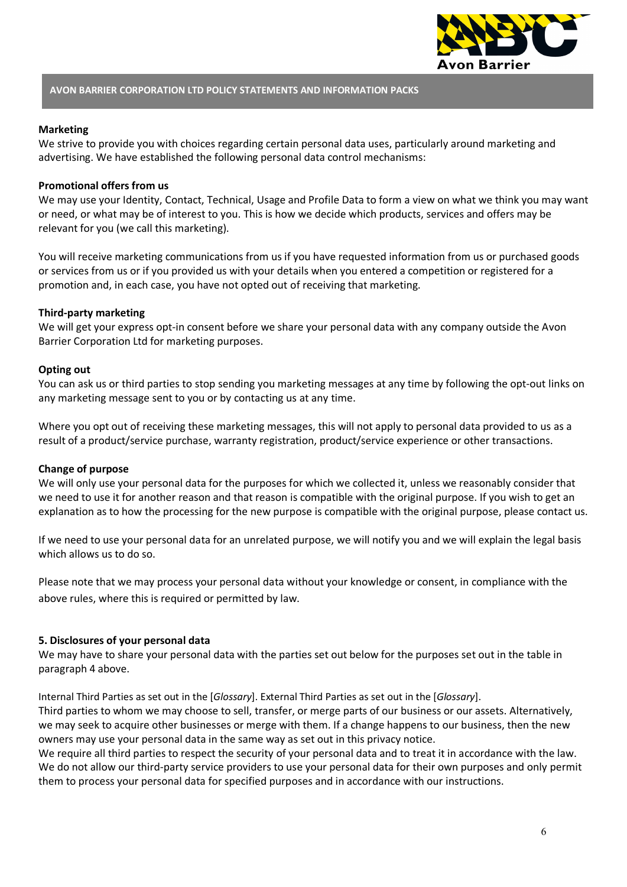**Marketing**

We strive to provide you with choices regarding certain personal data uses, particularly around marketing and advertising. We have established the following personal data control mechanisms:

**Promotional offers from us**

We may use your Identity, Contact, Technical, Usage and Profile Data to form a view on what we think you may want or need, or what may be of interest to you. This is how we decide which products, services and offers may be relevant for you (we call this marketing).

You will receive marketing communications from us if you have requested information from us or purchased goods or services from us or if you provided us with your details when you entered a competition or registered for a promotion and, in each case, you have not opted out of receiving that marketing.

**Third-party marketing**

We will get your express opt-in consent before we share your personal data with any company outside the Avon Barrier Corporation Ltd for marketing purposes.

**Opting out**

You can ask us or third parties to stop sending you marketing messages at any time by following the opt-out links on any marketing message sent to you or by contacting us at any time.

Where you opt out of receiving these marketing messages, this will not apply to personal data provided to us as a result of a product/service purchase, warranty registration, product/service experience or other transactions.

**Change of purpose**

We will only use your personal data for the purposes for which we collected it, unless we reasonably consider that we need to use it for another reason and that reason is compatible with the original purpose. If you wish to get an explanation as to how the processing for the new purpose is compatible with the original purpose, please contact us.

If we need to use your personal data for an unrelated purpose, we will notify you and we will explain the legal basis which allows us to do so.

Please note that we may process your personal data without your knowledge or consent, in compliance with the above rules, where this is required or permitted by law.

**5. Disclosures of your personal data**

We may have to share your personal data with the parties set out below for the purposes set out in the table in paragraph 4 above.

Internal Third Parties as set out in the [*Glossary*]. External Third Parties as set out in the [*Glossary*].

Third parties to whom we may choose to sell, transfer, or merge parts of our business or our assets. Alternatively, we may seek to acquire other businesses or merge with them. If a change happens to our business, then the new owners may use your personal data in the same way as set out in this privacy notice.

We require all third parties to respect the security of your personal data and to treat it in accordance with the law. We do not allow our third-party service providers to use your personal data for their own purposes and only permit them to process your personal data for specified purposes and in accordance with our instructions.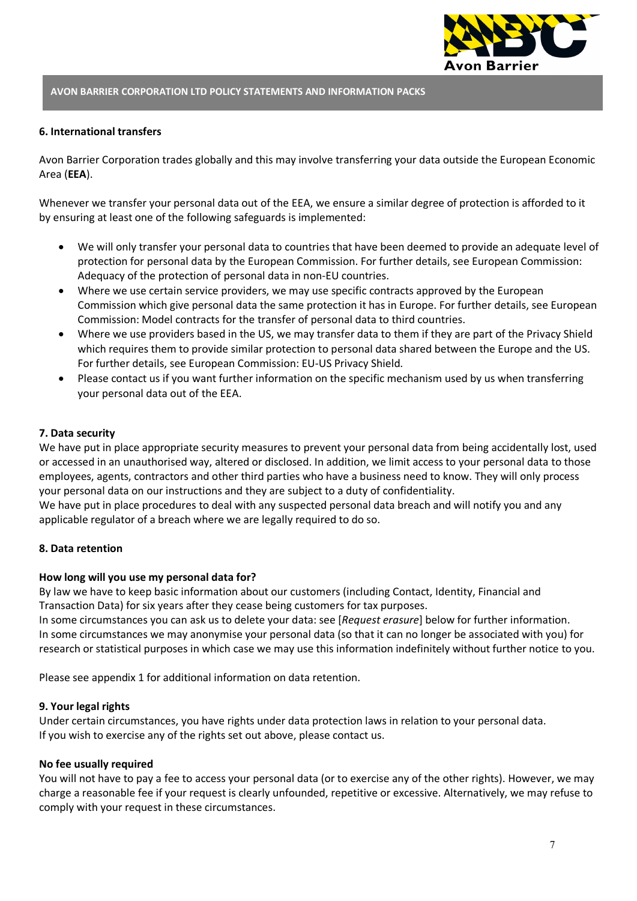### 6. International transfers

Avon Barrier Corporation trades globally and this may involve transferring your data outside the European Economic Area (**EEA**).

Whenever we transfer your personal data out of the EEA, we ensure a similar degree of protection is afforded to it by ensuring at least one of the following safeguards is implemented:

- We will only transfer your personal data to countries that have been deemed to provide an adequate level of protection for personal data by the European Commission. For further details, see European Commission: Adequacy of the protection of personal data in non-EU countries.
- Where we use certain service providers, we may use specific contracts approved by the European Commission which give personal data the same protection it has in Europe. For further details, see European Commission: Model contracts for the transfer of personal data to third countries.
- Where we use providers based in the US, we may transfer data to them if they are part of the Privacy Shield which requires them to provide similar protection to personal data shared between the Europe and the US. For further details, see European Commission: EU-US Privacy Shield.
- Please contact us if you want further information on the specific mechanism used by us when transferring your personal data out of the EEA.

### 7. Data security

We have put in place appropriate security measures to prevent your personal data from being accidentally lost, used or accessed in an unauthorised way, altered or disclosed. In addition, we limit access to your personal data to those employees, agents, contractors and other third parties who have a business need to know. They will only process your personal data on our instructions and they are subject to a duty of confidentiality.
We have put in place procedures to deal with any suspected personal data breach and will notify you and any applicable regulator of a breach where we are legally required to do so.

### 8. Data retention

**How long will you use my personal data for?**
By law we have to keep basic information about our customers (including Contact, Identity, Financial and Transaction Data) for six years after they cease being customers for tax purposes.
In some circumstances you can ask us to delete your data: see [*Request erasure*] below for further information.
In some circumstances we may anonymise your personal data (so that it can no longer be associated with you) for research or statistical purposes in which case we may use this information indefinitely without further notice to you.

Please see appendix 1 for additional information on data retention.

### 9. Your legal rights

Under certain circumstances, you have rights under data protection laws in relation to your personal data.
If you wish to exercise any of the rights set out above, please contact us.

**No fee usually required**
You will not have to pay a fee to access your personal data (or to exercise any of the other rights). However, we may charge a reasonable fee if your request is clearly unfounded, repetitive or excessive. Alternatively, we may refuse to comply with your request in these circumstances.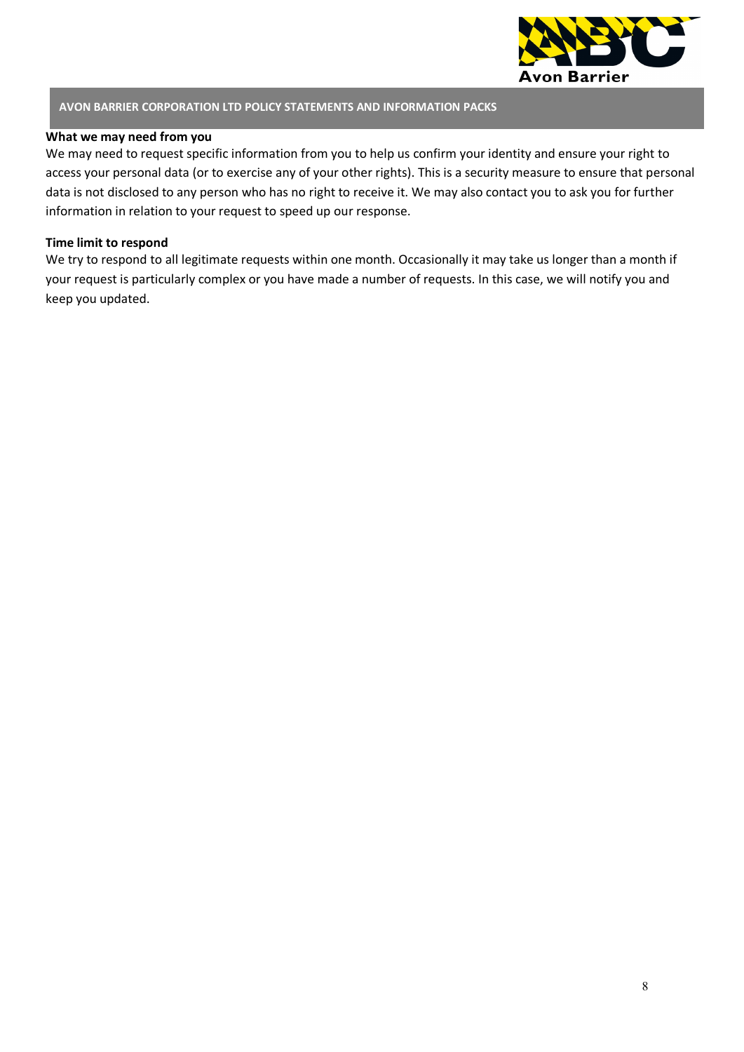**What we may need from you**

We may need to request specific information from you to help us confirm your identity and ensure your right to access your personal data (or to exercise any of your other rights). This is a security measure to ensure that personal data is not disclosed to any person who has no right to receive it. We may also contact you to ask you for further information in relation to your request to speed up our response.

**Time limit to respond**

We try to respond to all legitimate requests within one month. Occasionally it may take us longer than a month if your request is particularly complex or you have made a number of requests. In this case, we will notify you and keep you updated.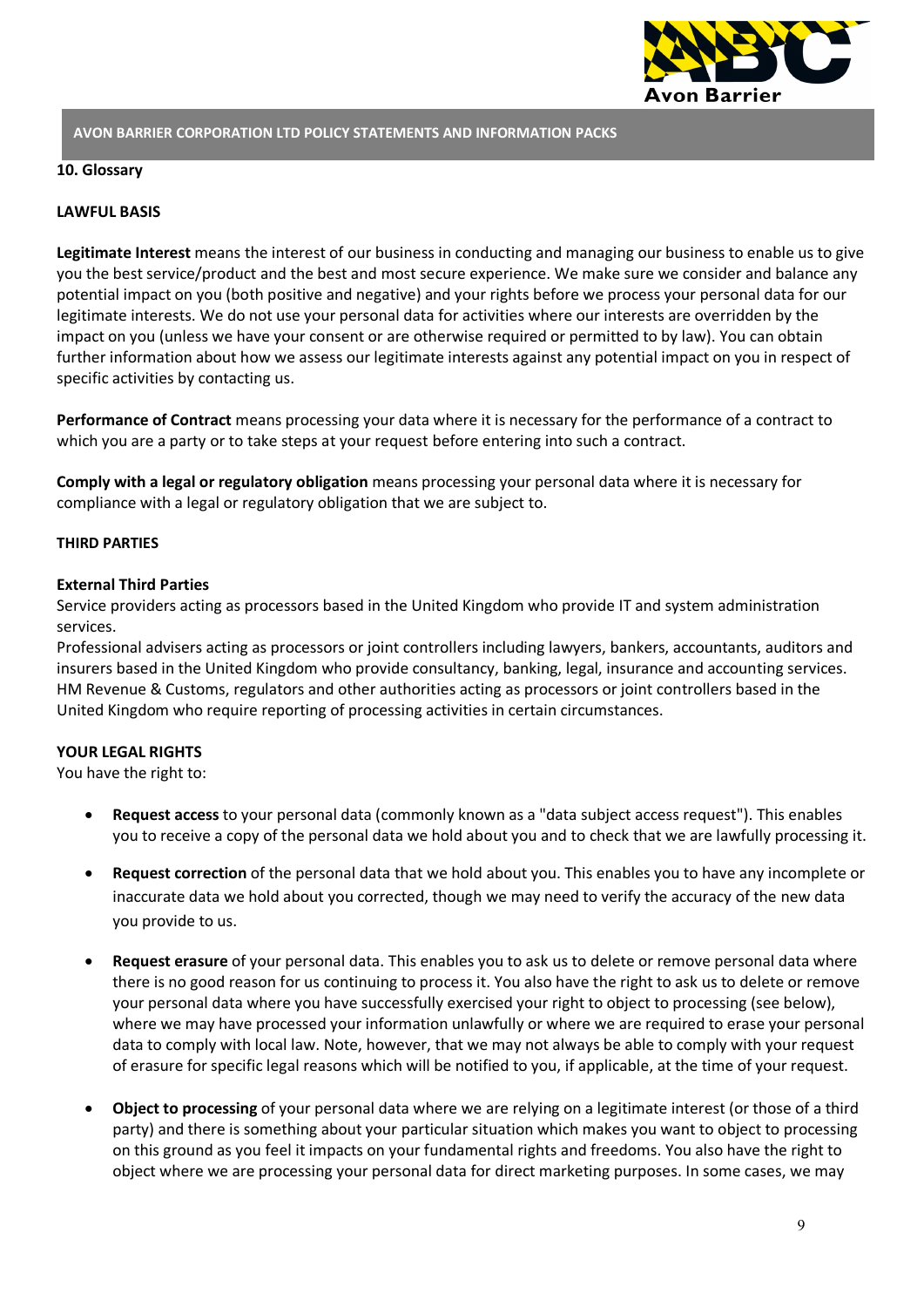**10. Glossary**

**LAWFUL BASIS**

**Legitimate Interest** means the interest of our business in conducting and managing our business to enable us to give you the best service/product and the best and most secure experience. We make sure we consider and balance any potential impact on you (both positive and negative) and your rights before we process your personal data for our legitimate interests. We do not use your personal data for activities where our interests are overridden by the impact on you (unless we have your consent or are otherwise required or permitted to by law). You can obtain further information about how we assess our legitimate interests against any potential impact on you in respect of specific activities by contacting us.

**Performance of Contract** means processing your data where it is necessary for the performance of a contract to which you are a party or to take steps at your request before entering into such a contract.

**Comply with a legal or regulatory obligation** means processing your personal data where it is necessary for compliance with a legal or regulatory obligation that we are subject to.

**THIRD PARTIES**

**External Third Parties**

Service providers acting as processors based in the United Kingdom who provide IT and system administration services.

Professional advisers acting as processors or joint controllers including lawyers, bankers, accountants, auditors and insurers based in the United Kingdom who provide consultancy, banking, legal, insurance and accounting services.

HM Revenue & Customs, regulators and other authorities acting as processors or joint controllers based in the United Kingdom who require reporting of processing activities in certain circumstances.

**YOUR LEGAL RIGHTS**

You have the right to:

- **Request access** to your personal data (commonly known as a "data subject access request"). This enables you to receive a copy of the personal data we hold about you and to check that we are lawfully processing it.

- **Request correction** of the personal data that we hold about you. This enables you to have any incomplete or inaccurate data we hold about you corrected, though we may need to verify the accuracy of the new data you provide to us.

- **Request erasure** of your personal data. This enables you to ask us to delete or remove personal data where there is no good reason for us continuing to process it. You also have the right to ask us to delete or remove your personal data where you have successfully exercised your right to object to processing (see below), where we may have processed your information unlawfully or where we are required to erase your personal data to comply with local law. Note, however, that we may not always be able to comply with your request of erasure for specific legal reasons which will be notified to you, if applicable, at the time of your request.

- **Object to processing** of your personal data where we are relying on a legitimate interest (or those of a third party) and there is something about your particular situation which makes you want to object to processing on this ground as you feel it impacts on your fundamental rights and freedoms. You also have the right to object where we are processing your personal data for direct marketing purposes. In some cases, we may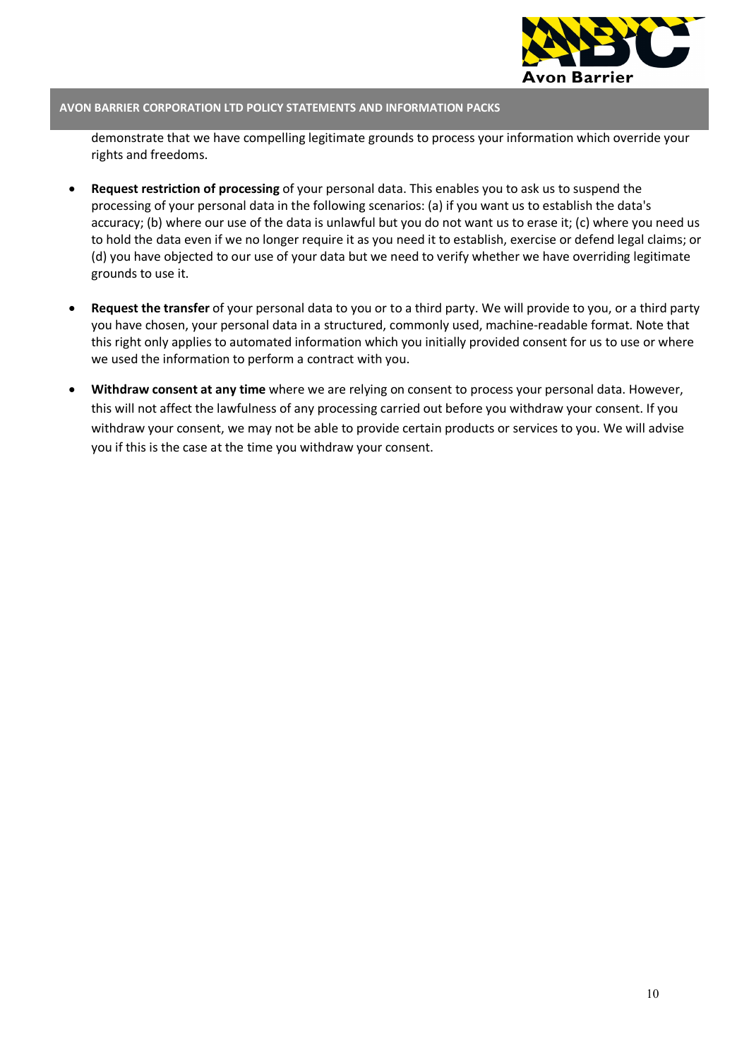demonstrate that we have compelling legitimate grounds to process your information which override your rights and freedoms.

- **Request restriction of processing** of your personal data. This enables you to ask us to suspend the processing of your personal data in the following scenarios: (a) if you want us to establish the data's accuracy; (b) where our use of the data is unlawful but you do not want us to erase it; (c) where you need us to hold the data even if we no longer require it as you need it to establish, exercise or defend legal claims; or (d) you have objected to our use of your data but we need to verify whether we have overriding legitimate grounds to use it.

- **Request the transfer** of your personal data to you or to a third party. We will provide to you, or a third party you have chosen, your personal data in a structured, commonly used, machine-readable format. Note that this right only applies to automated information which you initially provided consent for us to use or where we used the information to perform a contract with you.

- **Withdraw consent at any time** where we are relying on consent to process your personal data. However, this will not affect the lawfulness of any processing carried out before you withdraw your consent. If you withdraw your consent, we may not be able to provide certain products or services to you. We will advise you if this is the case at the time you withdraw your consent.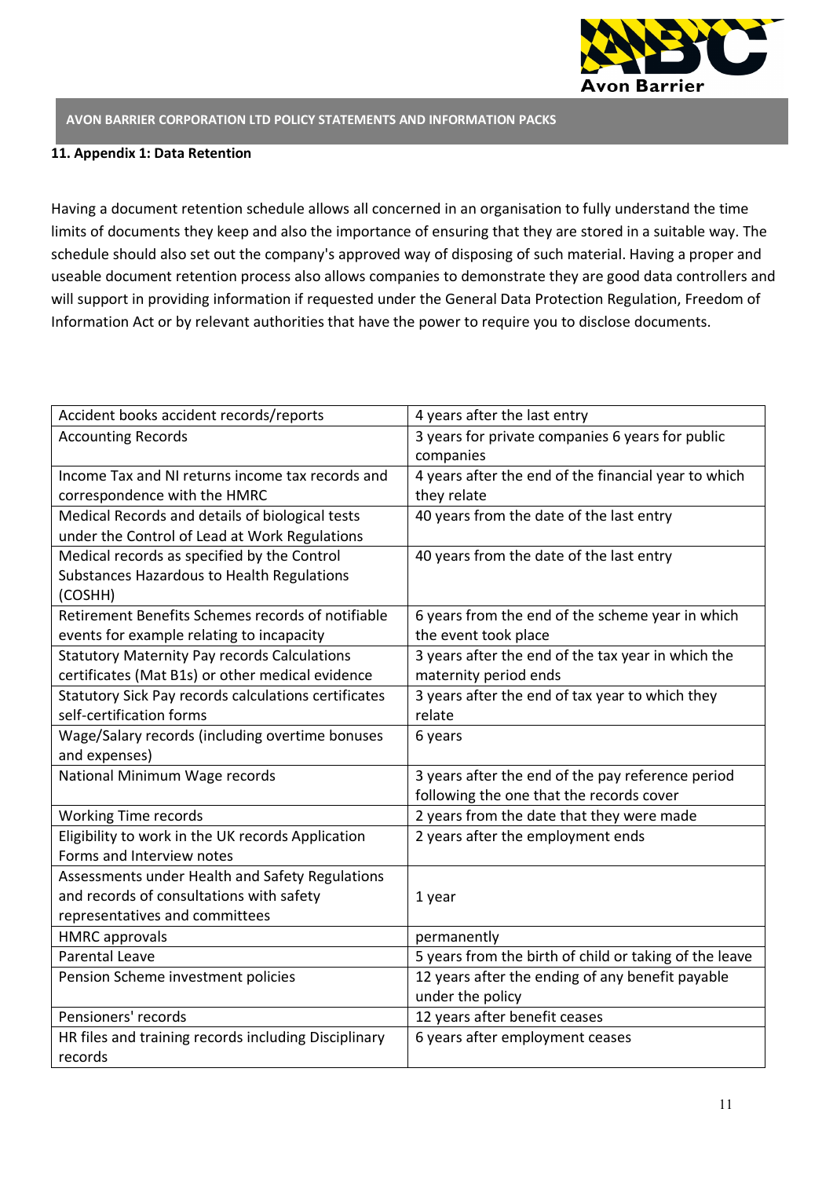## 11. Appendix 1: Data Retention

Having a document retention schedule allows all concerned in an organisation to fully understand the time limits of documents they keep and also the importance of ensuring that they are stored in a suitable way. The schedule should also set out the company's approved way of disposing of such material. Having a proper and useable document retention process also allows companies to demonstrate they are good data controllers and will support in providing information if requested under the General Data Protection Regulation, Freedom of Information Act or by relevant authorities that have the power to require you to disclose documents.

| | |
|---|---|
| Accident books accident records/reports | 4 years after the last entry |
| Accounting Records | 3 years for private companies 6 years for public companies |
| Income Tax and NI returns income tax records and correspondence with the HMRC | 4 years after the end of the financial year to which they relate |
| Medical Records and details of biological tests under the Control of Lead at Work Regulations | 40 years from the date of the last entry |
| Medical records as specified by the Control Substances Hazardous to Health Regulations (COSHH) | 40 years from the date of the last entry |
| Retirement Benefits Schemes records of notifiable events for example relating to incapacity | 6 years from the end of the scheme year in which the event took place |
| Statutory Maternity Pay records Calculations certificates (Mat B1s) or other medical evidence | 3 years after the end of the tax year in which the maternity period ends |
| Statutory Sick Pay records calculations certificates self-certification forms | 3 years after the end of tax year to which they relate |
| Wage/Salary records (including overtime bonuses and expenses) | 6 years |
| National Minimum Wage records | 3 years after the end of the pay reference period following the one that the records cover |
| Working Time records | 2 years from the date that they were made |
| Eligibility to work in the UK records Application Forms and Interview notes | 2 years after the employment ends |
| Assessments under Health and Safety Regulations and records of consultations with safety representatives and committees | 1 year |
| HMRC approvals | permanently |
| Parental Leave | 5 years from the birth of child or taking of the leave |
| Pension Scheme investment policies | 12 years after the ending of any benefit payable under the policy |
| Pensioners' records | 12 years after benefit ceases |
| HR files and training records including Disciplinary records | 6 years after employment ceases |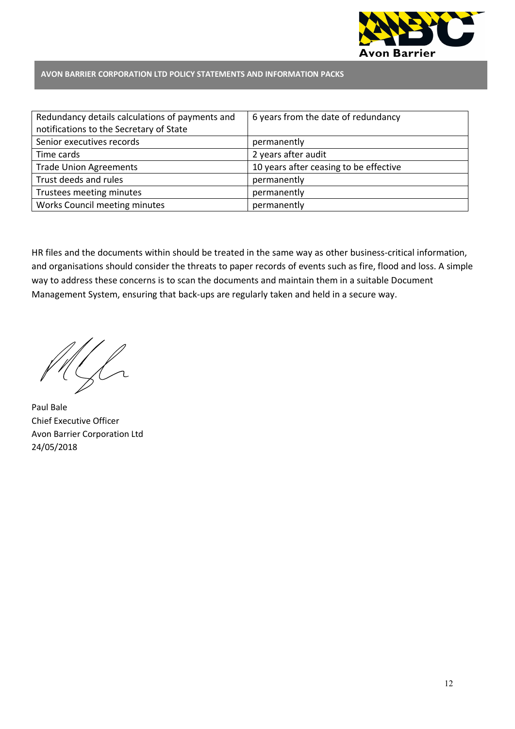| | |
|---|---|
| Redundancy details calculations of payments and notifications to the Secretary of State | 6 years from the date of redundancy |
| Senior executives records | permanently |
| Time cards | 2 years after audit |
| Trade Union Agreements | 10 years after ceasing to be effective |
| Trust deeds and rules | permanently |
| Trustees meeting minutes | permanently |
| Works Council meeting minutes | permanently |

HR files and the documents within should be treated in the same way as other business-critical information, and organisations should consider the threats to paper records of events such as fire, flood and loss. A simple way to address these concerns is to scan the documents and maintain them in a suitable Document Management System, ensuring that back-ups are regularly taken and held in a secure way.

Paul Bale
Chief Executive Officer
Avon Barrier Corporation Ltd
24/05/2018